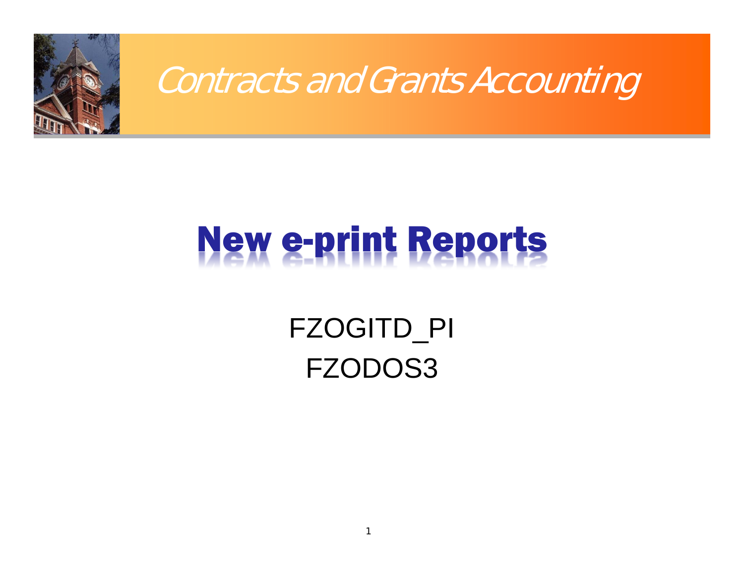Contracts and Grants Accounting

# New e-print Reports

FZOGITD_PI

FZODOS3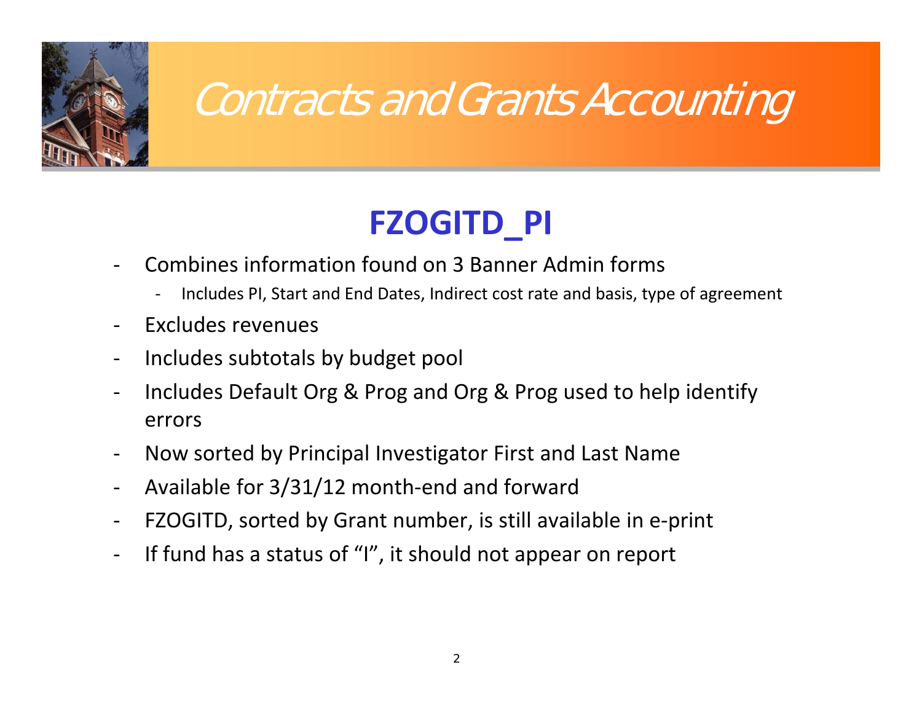# Contracts and Grants Accounting

## FZOGITD_PI

- Combines information found on 3 Banner Admin forms
  - Includes PI, Start and End Dates, Indirect cost rate and basis, type of agreement
- Excludes revenues
- Includes subtotals by budget pool
- Includes Default Org & Prog and Org & Prog used to help identify errors
- Now sorted by Principal Investigator First and Last Name
- Available for 3/31/12 month-end and forward
- FZOGITD, sorted by Grant number, is still available in e-print
- If fund has a status of "I", it should not appear on report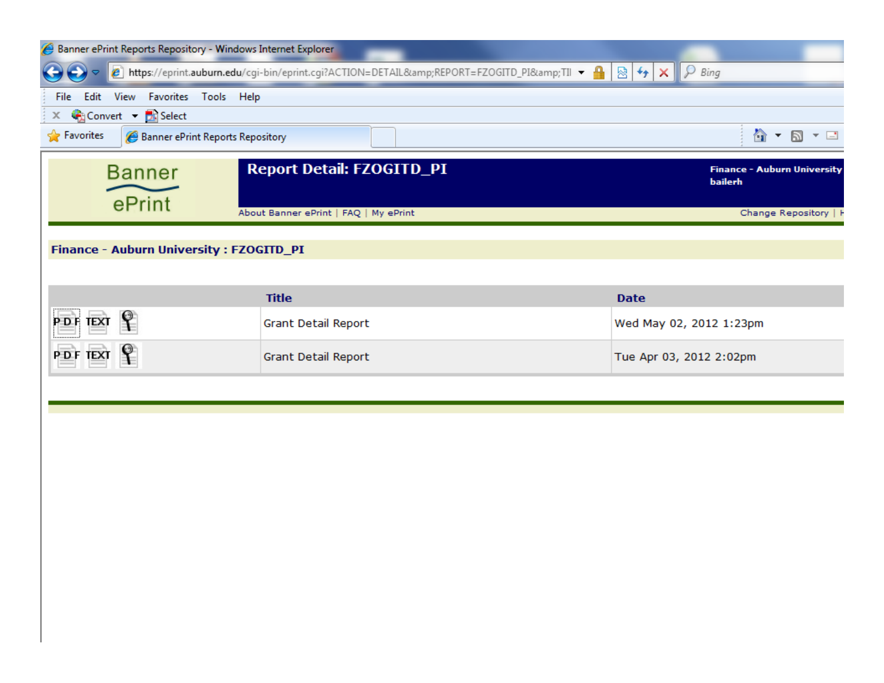Banner ePrint Reports Repository - Windows Internet Explorer

https://eprint.auburn.edu/cgi-bin/eprint.cgi?ACTION=DETAIL&amp;REPORT=FZOGITD_PI&amp;TI

File Edit View Favorites Tools Help

Convert Select

Favorites | Banner ePrint Reports Repository

Banner ePrint

# Report Detail: FZOGITD_PI

Finance - Auburn University
bailerh

About Banner ePrint | FAQ | My ePrint

Change Repository | H

**Finance - Auburn University : FZOGITD_PI**

| | Title | Date |
|---|---|---|
| PDF TEXT | Grant Detail Report | Wed May 02, 2012 1:23pm |
| PDF TEXT | Grant Detail Report | Tue Apr 03, 2012 2:02pm |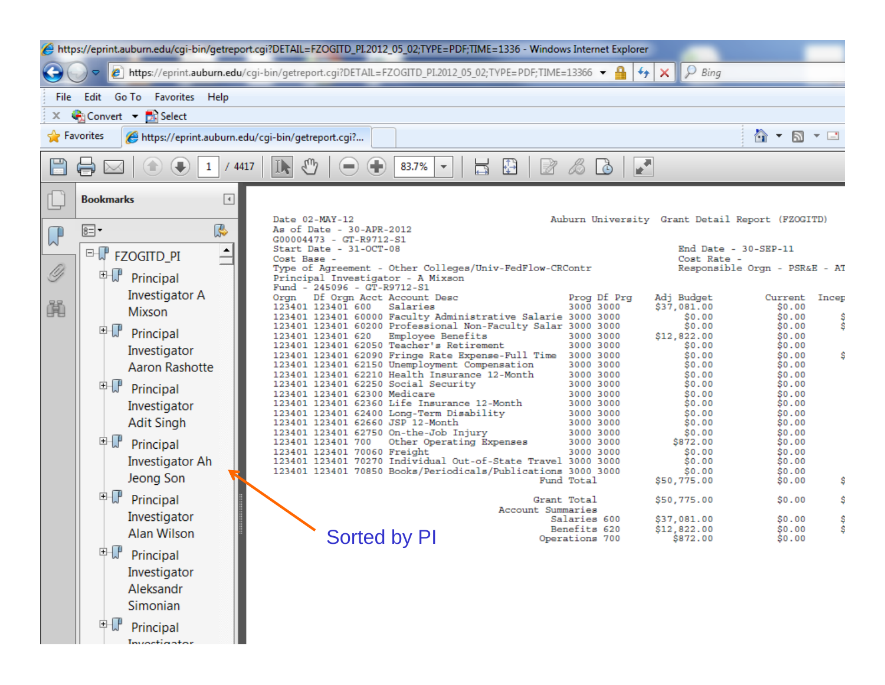https://eprint.auburn.edu/cgi-bin/getreport.cgi?DETAIL=FZOGITD_PI.2012_05_02;TYPE=PDF;TIME=1336 - Windows Internet Explorer

**Bookmarks**

- FZOGITD_PI
  - Principal Investigator A Mixson
  - Principal Investigator Aaron Rashotte
  - Principal Investigator Adit Singh
  - Principal Investigator Ah Jeong Son
  - Principal Investigator Alan Wilson
  - Principal Investigator Aleksandr Simonian
  - Principal Investigator

Sorted by PI

```
Date 02-MAY-12                                    Auburn University  Grant Detail Report  (FZOGITD)
As of Date - 30-APR-2012
G00004473 - GT-R9712-S1
Start Date - 31-OCT-08                                                     End Date - 30-SEP-11
Cost Base -                                                                Cost Rate -
Type of Agreement - Other Colleges/Univ-FedFlow-CRContr                    Responsible Orgn - PSR&E - AT
Principal Investigator - A Mixson
Fund - 245096 - GT-R9712-S1
Orgn   Df Orgn Acct  Account Desc                   Prog Df Prg    Adj Budget         Current   Incep
123401 123401 600    Salaries                       3000 3000      $37,081.00         $0.00
123401 123401 60000  Faculty Administrative Salarie 3000 3000           $0.00         $0.00     $
123401 123401 60200  Professional Non-Faculty Salar 3000 3000           $0.00         $0.00     $
123401 123401 620    Employee Benefits              3000 3000      $12,822.00         $0.00
123401 123401 62050  Teacher's Retirement           3000 3000           $0.00         $0.00
123401 123401 62090  Fringe Rate Expense-Full Time  3000 3000           $0.00         $0.00     $
123401 123401 62150  Unemployment Compensation      3000 3000           $0.00         $0.00
123401 123401 62210  Health Insurance 12-Month      3000 3000           $0.00         $0.00
123401 123401 62250  Social Security                3000 3000           $0.00         $0.00
123401 123401 62300  Medicare                       3000 3000           $0.00         $0.00
123401 123401 62360  Life Insurance 12-Month        3000 3000           $0.00         $0.00
123401 123401 62400  Long-Term Disability           3000 3000           $0.00         $0.00
123401 123401 62660  JSP 12-Month                   3000 3000           $0.00         $0.00
123401 123401 62750  On-the-Job Injury              3000 3000           $0.00         $0.00
123401 123401 700    Other Operating Expenses       3000 3000         $872.00         $0.00
123401 123401 70060  Freight                        3000 3000           $0.00         $0.00
123401 123401 70270  Individual Out-of-State Travel 3000 3000           $0.00         $0.00
123401 123401 70850  Books/Periodicals/Publications 3000 3000           $0.00         $0.00
                                         Fund Total                $50,775.00         $0.00     $

                                        Grant Total                $50,775.00         $0.00     $
                                  Account Summaries
                                       Salaries 600                $37,081.00         $0.00     $
                                       Benefits 620                $12,822.00         $0.00     $
                                     Operations 700                   $872.00         $0.00
```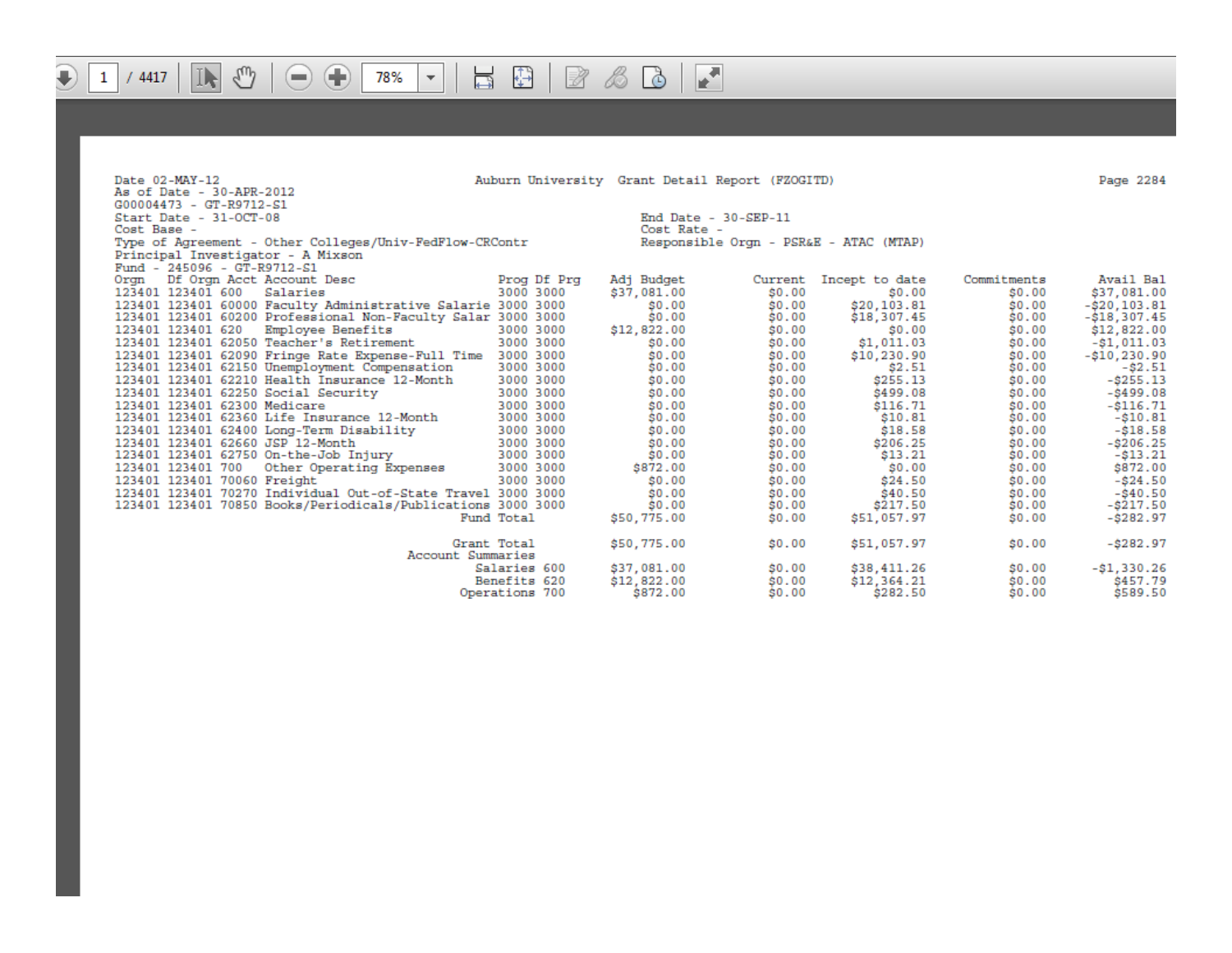Date 02-MAY-12 | Auburn University Grant Detail Report (FZOGITD) | Page 2284

As of Date - 30-APR-2012
G00004473 - GT-R9712-S1
Start Date - 31-OCT-08 | End Date - 30-SEP-11
Cost Base - | Cost Rate -
Type of Agreement - Other Colleges/Univ-FedFlow-CRContr | Responsible Orgn - PSR&E - ATAC (MTAP)
Principal Investigator - A Mixson
Fund - 245096 - GT-R9712-S1

| Orgn | Df Orgn | Acct | Account Desc | Prog | Df Prg | Adj Budget | Current | Incept to date | Commitments | Avail Bal |
|---|---|---|---|---|---|---|---|---|---|---|
| 123401 | 123401 | 600 | Salaries | 3000 | 3000 | $37,081.00 | $0.00 | $0.00 | $0.00 | $37,081.00 |
| 123401 | 123401 | 60000 | Faculty Administrative Salarie | 3000 | 3000 | $0.00 | $0.00 | $20,103.81 | $0.00 | -$20,103.81 |
| 123401 | 123401 | 60200 | Professional Non-Faculty Salar | 3000 | 3000 | $0.00 | $0.00 | $18,307.45 | $0.00 | -$18,307.45 |
| 123401 | 123401 | 620 | Employee Benefits | 3000 | 3000 | $12,822.00 | $0.00 | $0.00 | $0.00 | $12,822.00 |
| 123401 | 123401 | 62050 | Teacher's Retirement | 3000 | 3000 | $0.00 | $0.00 | $1,011.03 | $0.00 | -$1,011.03 |
| 123401 | 123401 | 62090 | Fringe Rate Expense-Full Time | 3000 | 3000 | $0.00 | $0.00 | $10,230.90 | $0.00 | -$10,230.90 |
| 123401 | 123401 | 62150 | Unemployment Compensation | 3000 | 3000 | $0.00 | $0.00 | $2.51 | $0.00 | -$2.51 |
| 123401 | 123401 | 62210 | Health Insurance 12-Month | 3000 | 3000 | $0.00 | $0.00 | $255.13 | $0.00 | -$255.13 |
| 123401 | 123401 | 62250 | Social Security | 3000 | 3000 | $0.00 | $0.00 | $499.08 | $0.00 | -$499.08 |
| 123401 | 123401 | 62300 | Medicare | 3000 | 3000 | $0.00 | $0.00 | $116.71 | $0.00 | -$116.71 |
| 123401 | 123401 | 62360 | Life Insurance 12-Month | 3000 | 3000 | $0.00 | $0.00 | $10.81 | $0.00 | -$10.81 |
| 123401 | 123401 | 62400 | Long-Term Disability | 3000 | 3000 | $0.00 | $0.00 | $18.58 | $0.00 | -$18.58 |
| 123401 | 123401 | 62660 | JSP 12-Month | 3000 | 3000 | $0.00 | $0.00 | $206.25 | $0.00 | -$206.25 |
| 123401 | 123401 | 62750 | On-the-Job Injury | 3000 | 3000 | $0.00 | $0.00 | $13.21 | $0.00 | -$13.21 |
| 123401 | 123401 | 700 | Other Operating Expenses | 3000 | 3000 | $872.00 | $0.00 | $0.00 | $0.00 | $872.00 |
| 123401 | 123401 | 70060 | Freight | 3000 | 3000 | $0.00 | $0.00 | $24.50 | $0.00 | -$24.50 |
| 123401 | 123401 | 70270 | Individual Out-of-State Travel | 3000 | 3000 | $0.00 | $0.00 | $40.50 | $0.00 | -$40.50 |
| 123401 | 123401 | 70850 | Books/Periodicals/Publications | 3000 | 3000 | $0.00 | $0.00 | $217.50 | $0.00 | -$217.50 |
| | | | Fund Total | | | $50,775.00 | $0.00 | $51,057.97 | $0.00 | -$282.97 |
| | | | Grant Total | | | $50,775.00 | $0.00 | $51,057.97 | $0.00 | -$282.97 |
| | | | Account Summaries | | | | | | | |
| | | | Salaries | 600 | | $37,081.00 | $0.00 | $38,411.26 | $0.00 | -$1,330.26 |
| | | | Benefits | 620 | | $12,822.00 | $0.00 | $12,364.21 | $0.00 | $457.79 |
| | | | Operations | 700 | | $872.00 | $0.00 | $282.50 | $0.00 | $589.50 |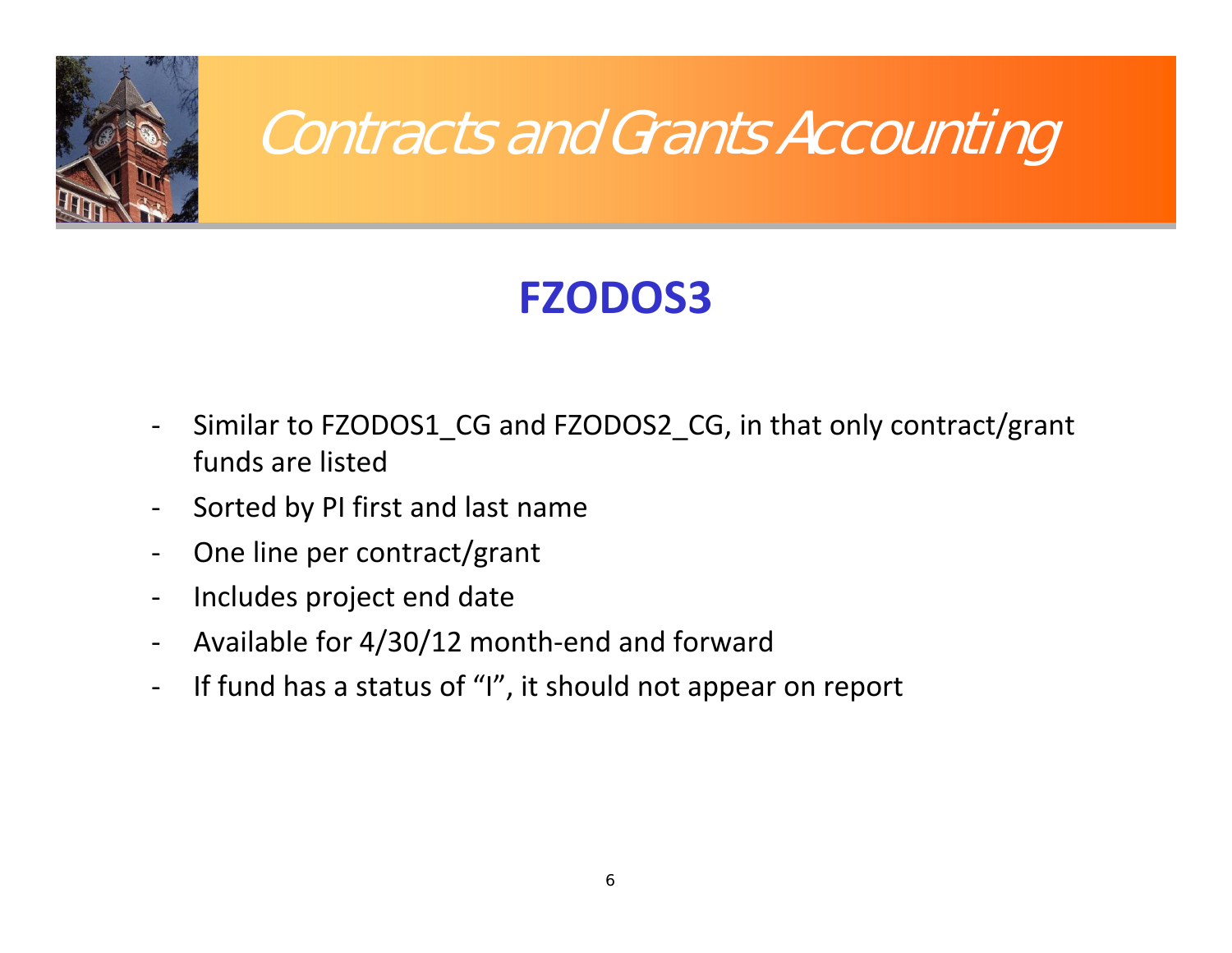# Contracts and Grants Accounting

## FZODOS3

- Similar to FZODOS1_CG and FZODOS2_CG, in that only contract/grant funds are listed
- Sorted by PI first and last name
- One line per contract/grant
- Includes project end date
- Available for 4/30/12 month-end and forward
- If fund has a status of "I", it should not appear on report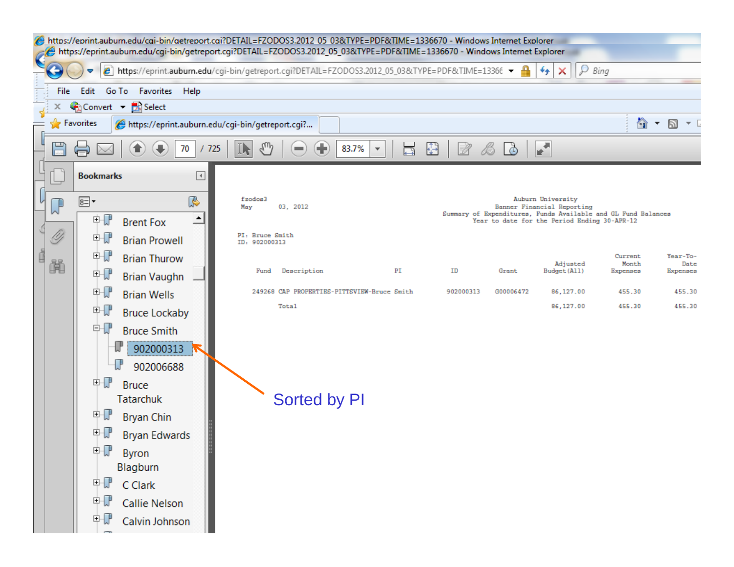https://eprint.auburn.edu/cgi-bin/getreport.cgi?DETAIL=FZODOS3.2012_05_03&TYPE=PDF&TIME=1336670 - Windows Internet Explorer

Bookmarks

- Brent Fox
- Brian Prowell
- Brian Thurow
- Brian Vaughn
- Brian Wells
- Bruce Lockaby
- Bruce Smith
  - 902000313
  - 902006688
- Bruce Tatarchuk
- Bryan Chin
- Bryan Edwards
- Byron Blagburn
- C Clark
- Callie Nelson
- Calvin Johnson

fzodos3
May 03, 2012

Auburn University
Banner Financial Reporting
Summary of Expenditures, Funds Available and GL Fund Balances
Year to date for the Period Ending 30-APR-12

PI: Bruce Smith
ID: 902000313

| Fund | Description | PI | ID | Grant | Adjusted Budget (All) | Current Month Expenses | Year-To-Date Expenses |
|---|---|---|---|---|---|---|---|
| 249268 | CAP PROPERTIES-PITTSVIEW-Bruce Smith | | 902000313 | G00006472 | 86,127.00 | 455.30 | 455.30 |
| | Total | | | | 86,127.00 | 455.30 | 455.30 |

Sorted by PI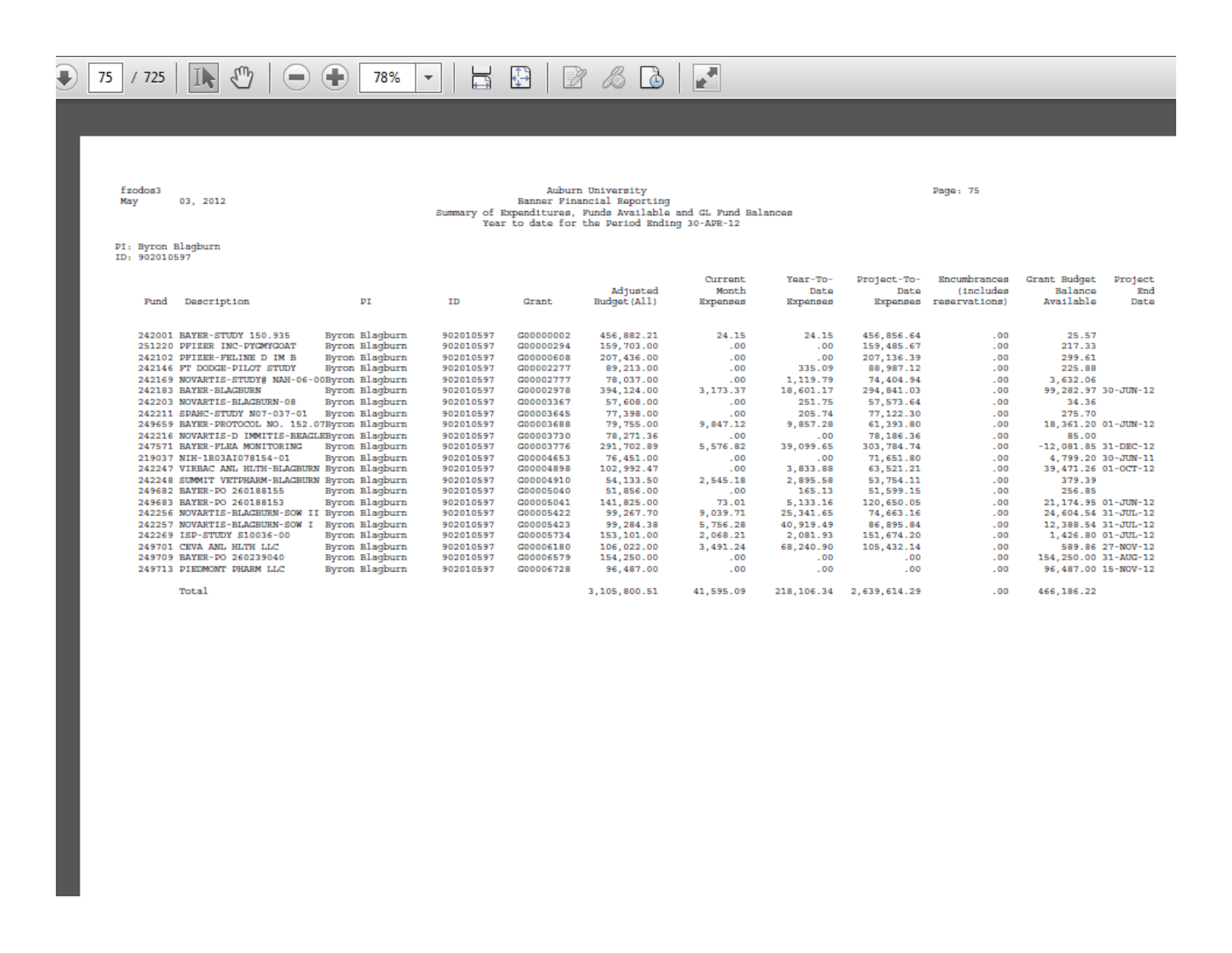fzodos3
May 03, 2012

Auburn University
Banner Financial Reporting
Summary of Expenditures, Funds Available and GL Fund Balances
Year to date for the Period Ending 30-APR-12

Page: 75

PI: Byron Blagburn
ID: 902010597

| Fund | Description | PI | ID | Grant | Adjusted Budget (All) | Current Month Expenses | Year-To-Date Expenses | Project-To-Date Expenses | Encumbrances (includes reservations) | Grant Budget Balance Available | Project End Date |
|---|---|---|---|---|---|---|---|---|---|---|---|
| 242001 | BAYER-STUDY 150.935 | Byron Blagburn | 902010597 | G00000002 | 456,882.21 | 24.15 | 24.15 | 456,856.64 | .00 | 25.57 | |
| 251220 | PFIZER INC-PYGMYGOAT | Byron Blagburn | 902010597 | G00000294 | 159,703.00 | .00 | .00 | 159,485.67 | .00 | 217.33 | |
| 242102 | PFIZER-FELINE D IM B | Byron Blagburn | 902010597 | G00000608 | 207,436.00 | .00 | .00 | 207,136.39 | .00 | 299.61 | |
| 242146 | FT DODGE-PILOT STUDY | Byron Blagburn | 902010597 | G00002277 | 89,213.00 | .00 | 335.09 | 88,987.12 | .00 | 225.88 | |
| 242169 | NOVARTIS-STUDY# NAH-06-00 | Byron Blagburn | 902010597 | G00002777 | 78,037.00 | .00 | 1,119.79 | 74,404.94 | .00 | 3,632.06 | |
| 242183 | BAYER-BLAGBURN | Byron Blagburn | 902010597 | G00002978 | 394,124.00 | 3,173.37 | 18,601.17 | 294,841.03 | .00 | 99,282.97 | 30-JUN-12 |
| 242203 | NOVARTIS-BLAGBURN-08 | Byron Blagburn | 902010597 | G00003367 | 57,608.00 | .00 | 251.75 | 57,573.64 | .00 | 34.36 | |
| 242211 | SPAHC-STUDY N07-037-01 | Byron Blagburn | 902010597 | G00003645 | 77,398.00 | .00 | 205.74 | 77,122.30 | .00 | 275.70 | |
| 249659 | BAYER-PROTOCOL NO. 152.07 | Byron Blagburn | 902010597 | G00003688 | 79,755.00 | 9,847.12 | 9,857.28 | 61,393.80 | .00 | 18,361.20 | 01-JUN-12 |
| 242216 | NOVARTIS-D IMMITIS-BEAGLE | Byron Blagburn | 902010597 | G00003730 | 78,271.36 | .00 | .00 | 78,186.36 | .00 | 85.00 | |
| 247571 | BAYER-FLEA MONITORING | Byron Blagburn | 902010597 | G00003776 | 291,702.89 | 5,576.82 | 39,099.65 | 303,784.74 | .00 | -12,081.85 | 31-DEC-12 |
| 219037 | NIH-1R03AI078154-01 | Byron Blagburn | 902010597 | G00004653 | 76,451.00 | .00 | .00 | 71,651.80 | .00 | 4,799.20 | 30-JUN-11 |
| 242247 | VIRBAC ANL HLTH-BLAGBURN | Byron Blagburn | 902010597 | G00004898 | 102,992.47 | .00 | 3,833.88 | 63,521.21 | .00 | 39,471.26 | 01-OCT-12 |
| 242248 | SUMMIT VETPHARM-BLAGBURN | Byron Blagburn | 902010597 | G00004910 | 54,133.50 | 2,545.18 | 2,895.58 | 53,754.11 | .00 | 379.39 | |
| 249682 | BAYER-PO 260188155 | Byron Blagburn | 902010597 | G00005040 | 51,856.00 | .00 | 165.13 | 51,599.15 | .00 | 256.85 | |
| 249683 | BAYER-PO 260188153 | Byron Blagburn | 902010597 | G00005041 | 141,825.00 | 73.01 | 5,133.16 | 120,650.05 | .00 | 21,174.95 | 01-JUN-12 |
| 242256 | NOVARTIS-BLAGBURN-SOW II | Byron Blagburn | 902010597 | G00005422 | 99,267.70 | 9,039.71 | 25,341.65 | 74,663.16 | .00 | 24,604.54 | 31-JUL-12 |
| 242257 | NOVARTIS-BLAGBURN-SOW I | Byron Blagburn | 902010597 | G00005423 | 99,284.38 | 5,756.28 | 40,919.49 | 86,895.84 | .00 | 12,388.54 | 31-JUL-12 |
| 242269 | ISP-STUDY S10036-00 | Byron Blagburn | 902010597 | G00005734 | 153,101.00 | 2,068.21 | 2,081.93 | 151,674.20 | .00 | 1,426.80 | 01-JUL-12 |
| 249701 | CEVA ANL HLTH LLC | Byron Blagburn | 902010597 | G00006180 | 106,022.00 | 3,491.24 | 68,240.90 | 105,432.14 | .00 | 589.86 | 27-NOV-12 |
| 249709 | BAYER-PO 260239040 | Byron Blagburn | 902010597 | G00006579 | 154,250.00 | .00 | .00 | .00 | .00 | 154,250.00 | 31-AUG-12 |
| 249713 | PIEDMONT PHARM LLC | Byron Blagburn | 902010597 | G00006728 | 96,487.00 | .00 | .00 | .00 | .00 | 96,487.00 | 15-NOV-12 |
| | Total | | | | 3,105,800.51 | 41,595.09 | 218,106.34 | 2,639,614.29 | .00 | 466,186.22 | |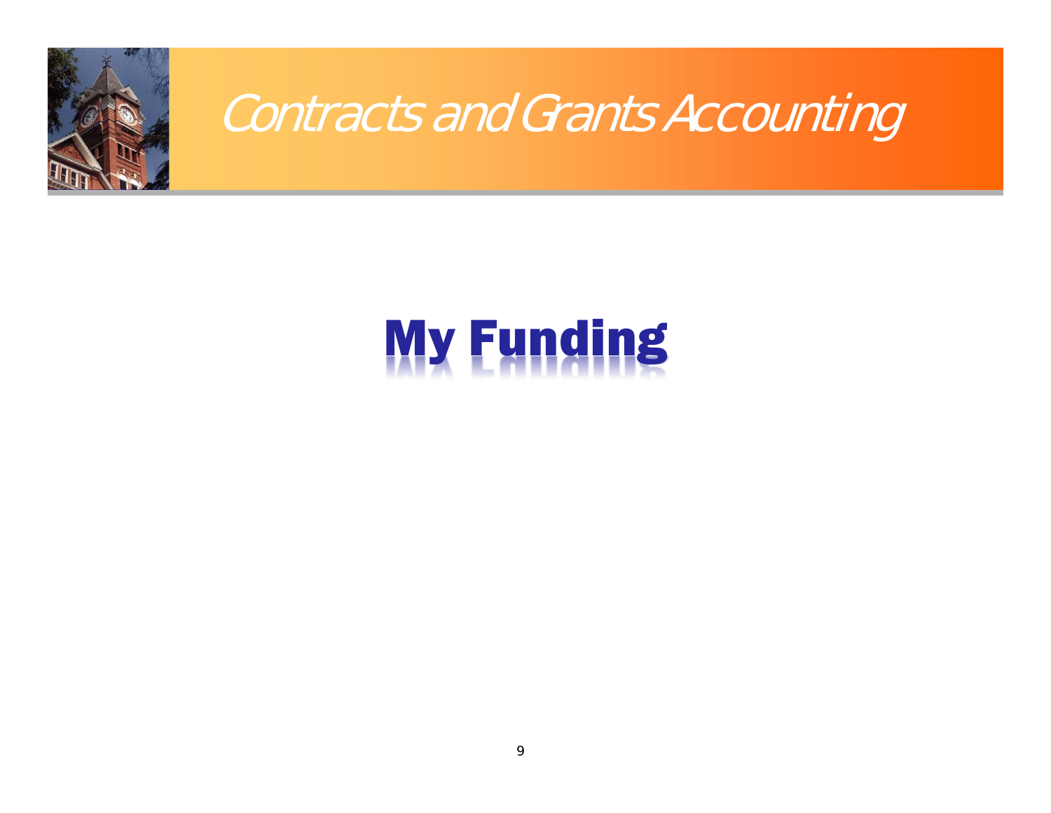Contracts and Grants Accounting

# My Funding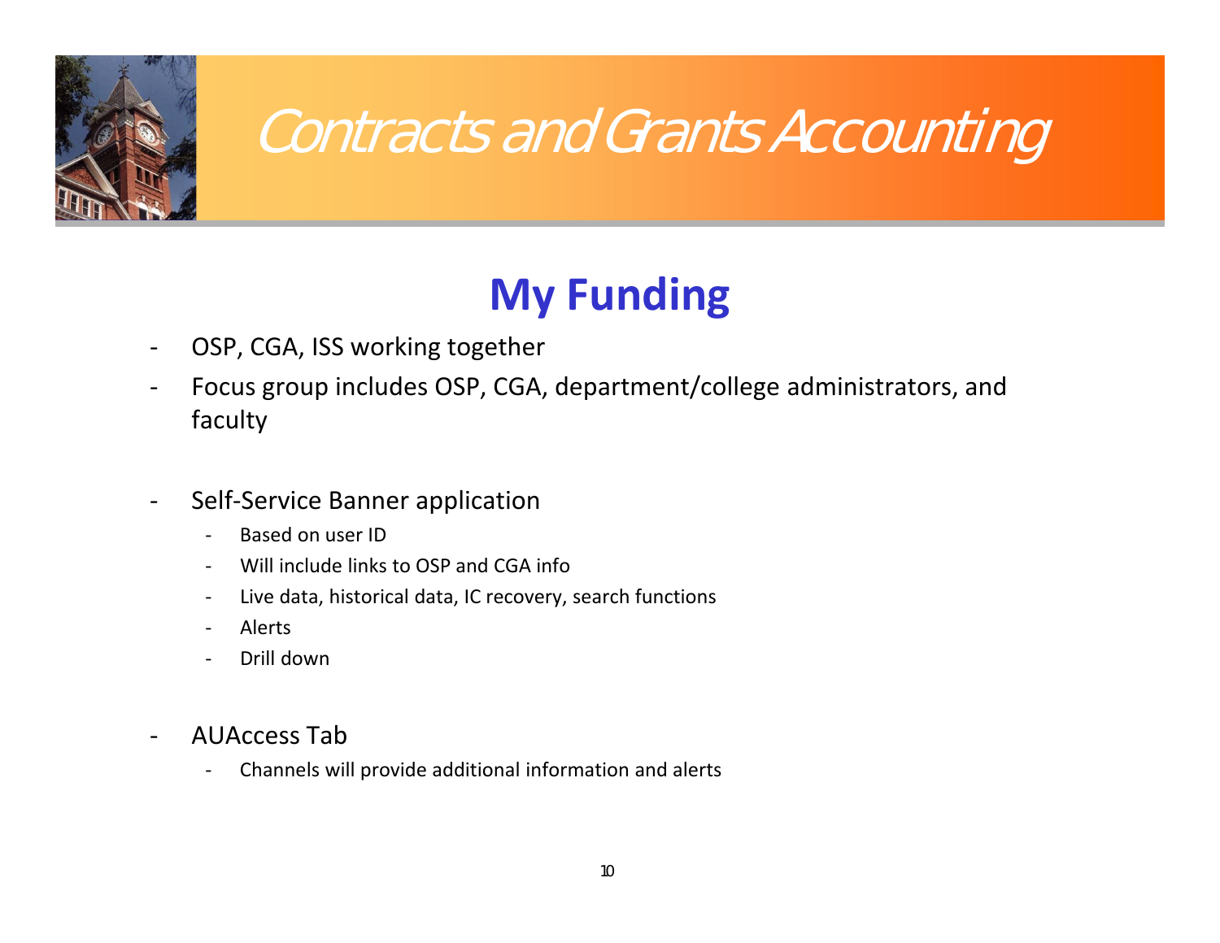# Contracts and Grants Accounting

## My Funding

- OSP, CGA, ISS working together
- Focus group includes OSP, CGA, department/college administrators, and faculty

- Self-Service Banner application
  - Based on user ID
  - Will include links to OSP and CGA info
  - Live data, historical data, IC recovery, search functions
  - Alerts
  - Drill down

- AUAccess Tab
  - Channels will provide additional information and alerts